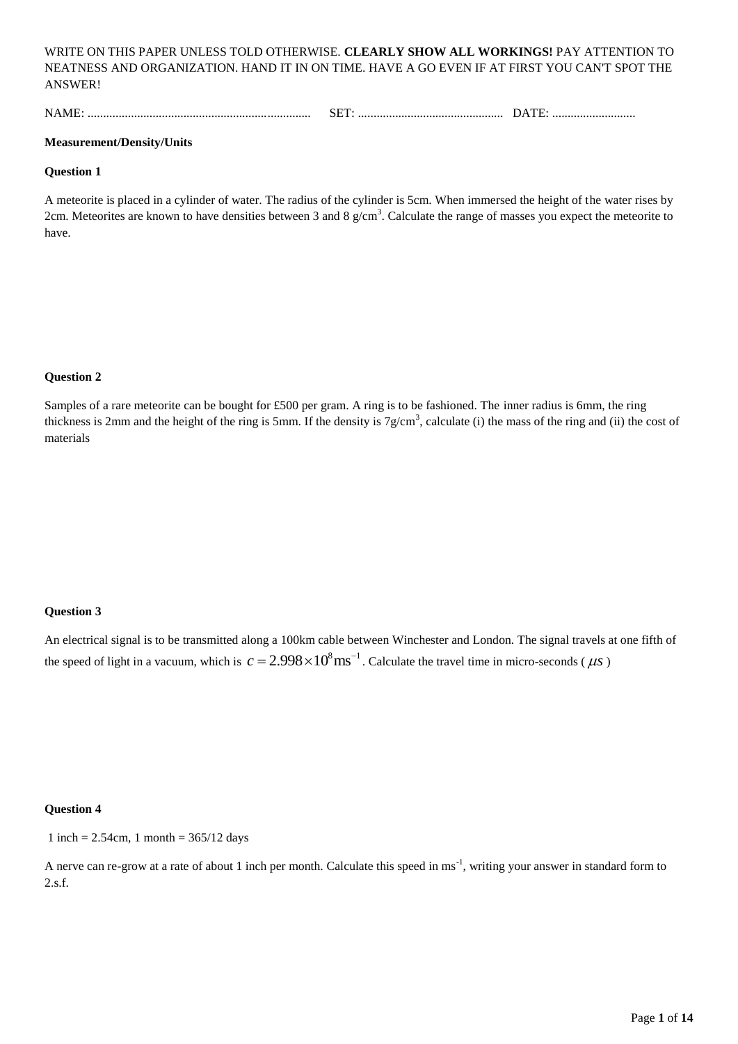WRITE ON THIS PAPER UNLESS TOLD OTHERWISE. **CLEARLY SHOW ALL WORKINGS!** PAY ATTENTION TO NEATNESS AND ORGANIZATION. HAND IT IN ON TIME. HAVE A GO EVEN IF AT FIRST YOU CAN'T SPOT THE ANSWER!

NAME: ........................................................................ SET: ............................................... DATE: ...........................

**Measurement/Density/Units**

**Question 1**

A meteorite is placed in a cylinder of water. The radius of the cylinder is 5cm. When immersed the height of the water rises by 2cm. Meteorites are known to have densities between 3 and 8 g/cm$^3$. Calculate the range of masses you expect the meteorite to have.

**Question 2**

Samples of a rare meteorite can be bought for £500 per gram. A ring is to be fashioned. The inner radius is 6mm, the ring thickness is 2mm and the height of the ring is 5mm. If the density is 7g/cm$^3$, calculate (i) the mass of the ring and (ii) the cost of materials

**Question 3**

An electrical signal is to be transmitted along a 100km cable between Winchester and London. The signal travels at one fifth of the speed of light in a vacuum, which is $c = 2.998 \times 10^8 \mathrm{ms}^{-1}$. Calculate the travel time in micro-seconds ( $\mu s$ )

**Question 4**

1 inch = 2.54cm, 1 month = 365/12 days

A nerve can re-grow at a rate of about 1 inch per month. Calculate this speed in ms$^{-1}$, writing your answer in standard form to 2.s.f.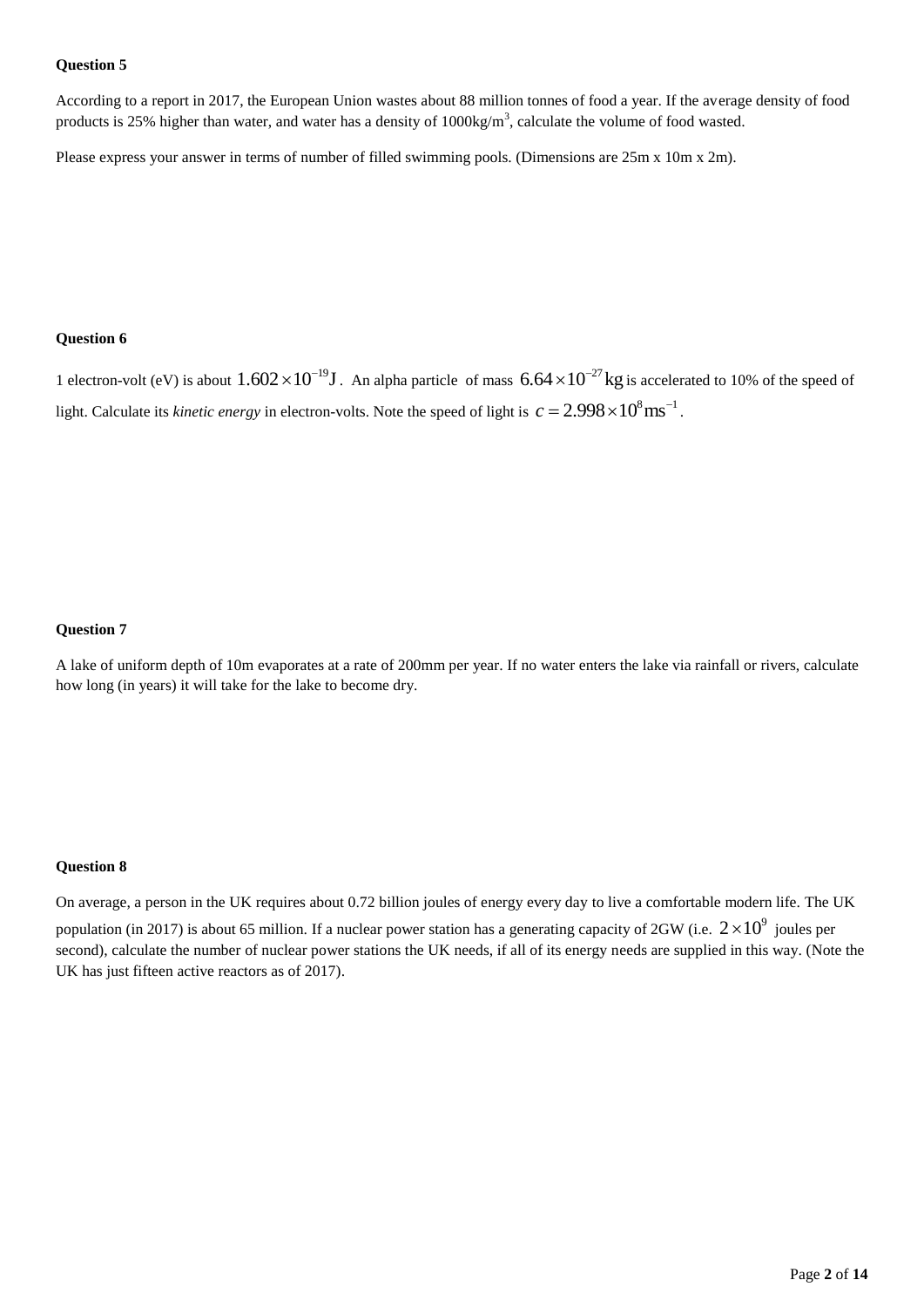**Question 5**

According to a report in 2017, the European Union wastes about 88 million tonnes of food a year. If the average density of food products is 25% higher than water, and water has a density of 1000kg/m$^3$, calculate the volume of food wasted.

Please express your answer in terms of number of filled swimming pools. (Dimensions are 25m x 10m x 2m).

**Question 6**

1 electron-volt (eV) is about $1.602 \times 10^{-19}\text{J}$. An alpha particle of mass $6.64 \times 10^{-27}\text{kg}$ is accelerated to 10% of the speed of light. Calculate its *kinetic energy* in electron-volts. Note the speed of light is $c = 2.998 \times 10^{8}\text{ms}^{-1}$.

**Question 7**

A lake of uniform depth of 10m evaporates at a rate of 200mm per year. If no water enters the lake via rainfall or rivers, calculate how long (in years) it will take for the lake to become dry.

**Question 8**

On average, a person in the UK requires about 0.72 billion joules of energy every day to live a comfortable modern life. The UK population (in 2017) is about 65 million. If a nuclear power station has a generating capacity of 2GW (i.e. $2 \times 10^{9}$ joules per second), calculate the number of nuclear power stations the UK needs, if all of its energy needs are supplied in this way. (Note the UK has just fifteen active reactors as of 2017).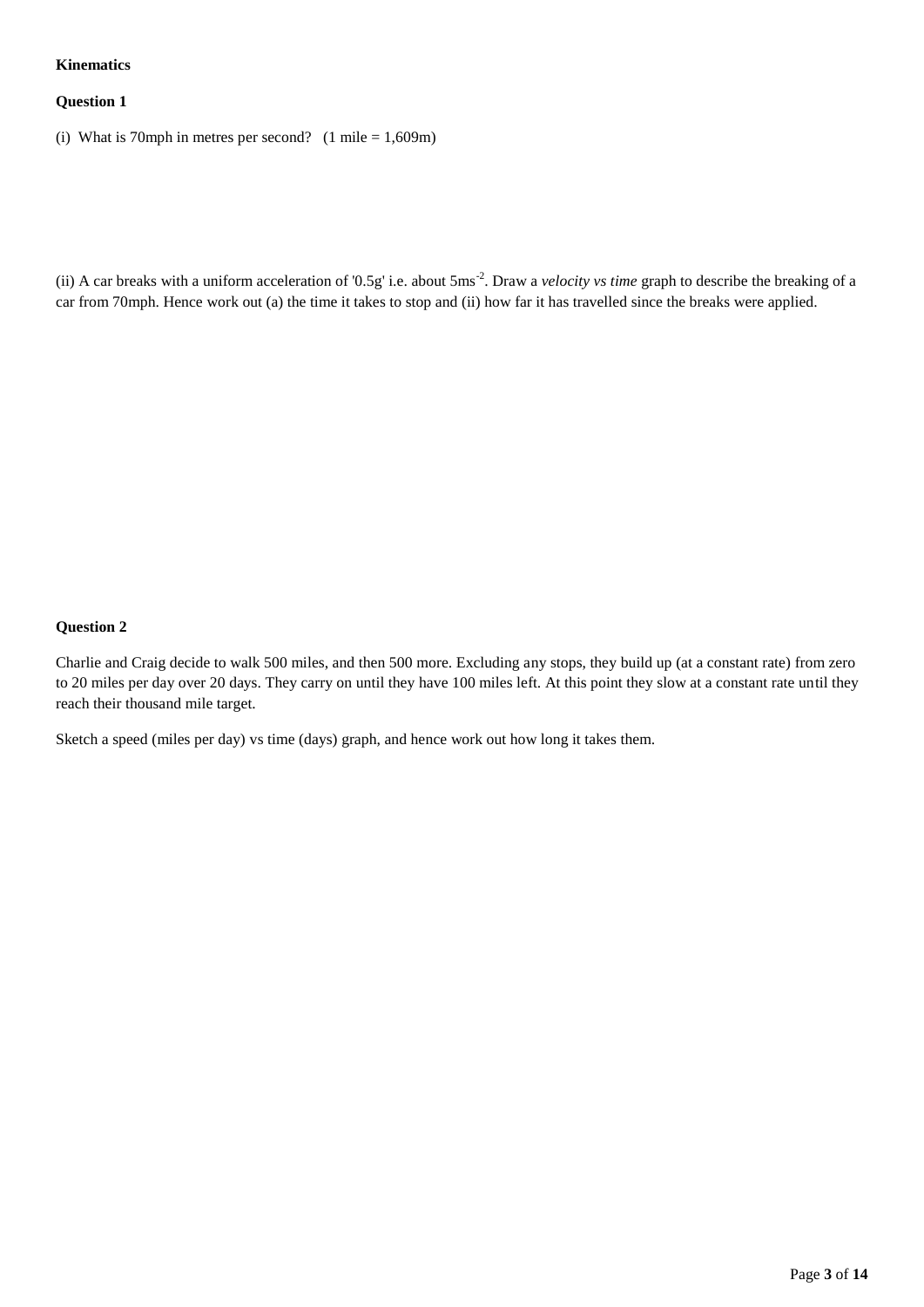**Kinematics**

**Question 1**

(i) What is 70mph in metres per second? (1 mile = 1,609m)

(ii) A car breaks with a uniform acceleration of '0.5g' i.e. about $5ms^{-2}$. Draw a *velocity vs time* graph to describe the breaking of a car from 70mph. Hence work out (a) the time it takes to stop and (ii) how far it has travelled since the breaks were applied.

**Question 2**

Charlie and Craig decide to walk 500 miles, and then 500 more. Excluding any stops, they build up (at a constant rate) from zero to 20 miles per day over 20 days. They carry on until they have 100 miles left. At this point they slow at a constant rate until they reach their thousand mile target.

Sketch a speed (miles per day) vs time (days) graph, and hence work out how long it takes them.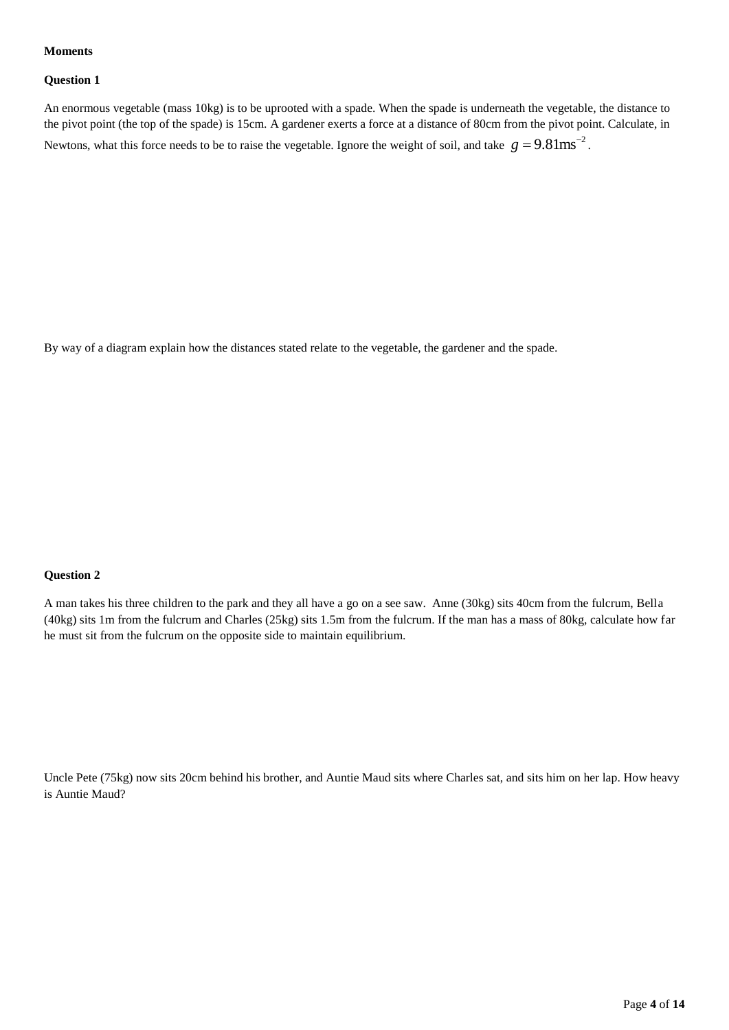**Moments**

**Question 1**

An enormous vegetable (mass 10kg) is to be uprooted with a spade. When the spade is underneath the vegetable, the distance to the pivot point (the top of the spade) is 15cm. A gardener exerts a force at a distance of 80cm from the pivot point. Calculate, in Newtons, what this force needs to be to raise the vegetable. Ignore the weight of soil, and take $g = 9.81\text{ms}^{-2}$.

By way of a diagram explain how the distances stated relate to the vegetable, the gardener and the spade.

**Question 2**

A man takes his three children to the park and they all have a go on a see saw. Anne (30kg) sits 40cm from the fulcrum, Bella (40kg) sits 1m from the fulcrum and Charles (25kg) sits 1.5m from the fulcrum. If the man has a mass of 80kg, calculate how far he must sit from the fulcrum on the opposite side to maintain equilibrium.

Uncle Pete (75kg) now sits 20cm behind his brother, and Auntie Maud sits where Charles sat, and sits him on her lap. How heavy is Auntie Maud?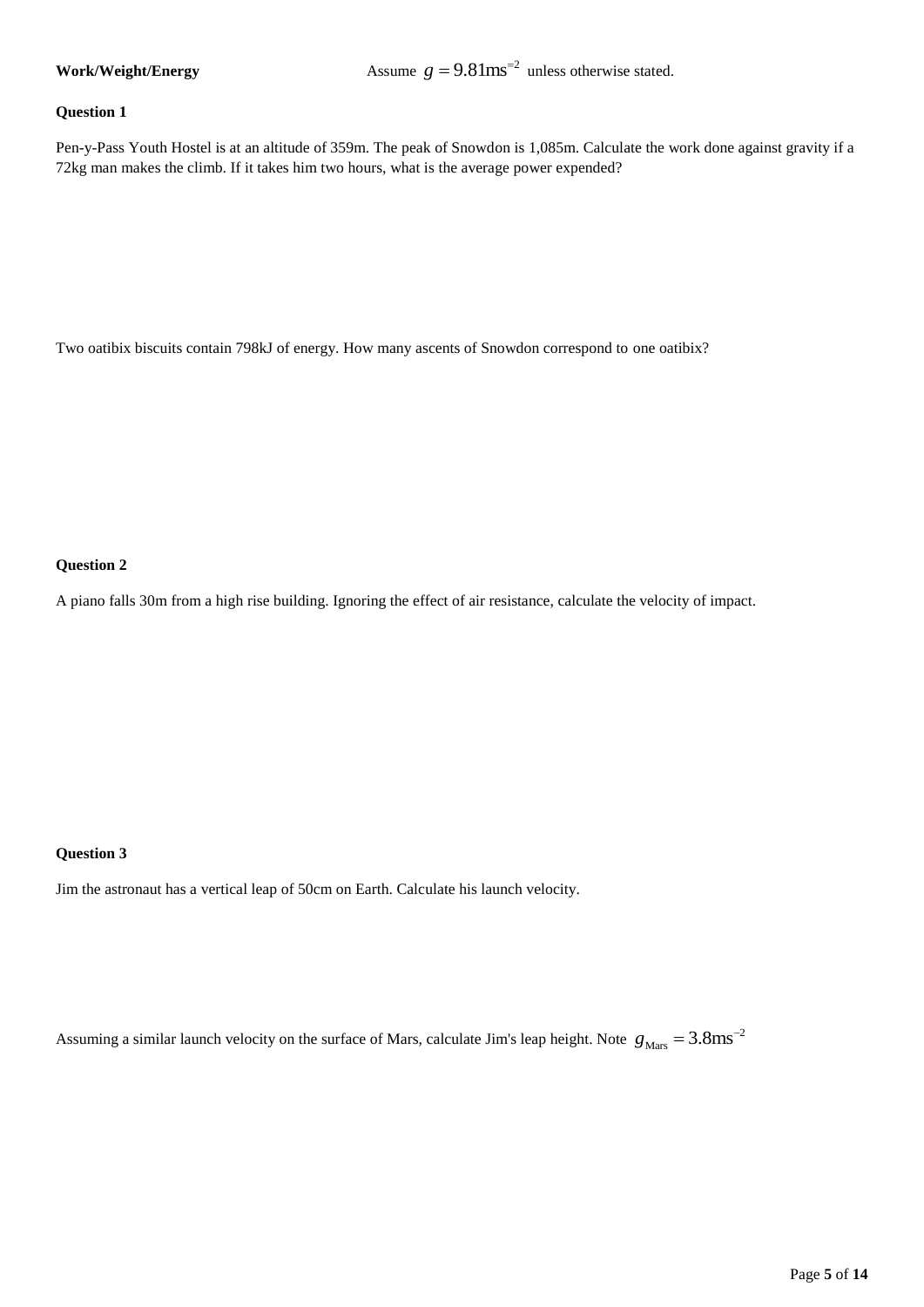**Work/Weight/Energy** Assume $g = 9.81\text{ms}^{-2}$ unless otherwise stated.

**Question 1**

Pen-y-Pass Youth Hostel is at an altitude of 359m. The peak of Snowdon is 1,085m. Calculate the work done against gravity if a 72kg man makes the climb. If it takes him two hours, what is the average power expended?

Two oatibix biscuits contain 798kJ of energy. How many ascents of Snowdon correspond to one oatibix?

**Question 2**

A piano falls 30m from a high rise building. Ignoring the effect of air resistance, calculate the velocity of impact.

**Question 3**

Jim the astronaut has a vertical leap of 50cm on Earth. Calculate his launch velocity.

Assuming a similar launch velocity on the surface of Mars, calculate Jim's leap height. Note $g_{\text{Mars}} = 3.8\text{ms}^{-2}$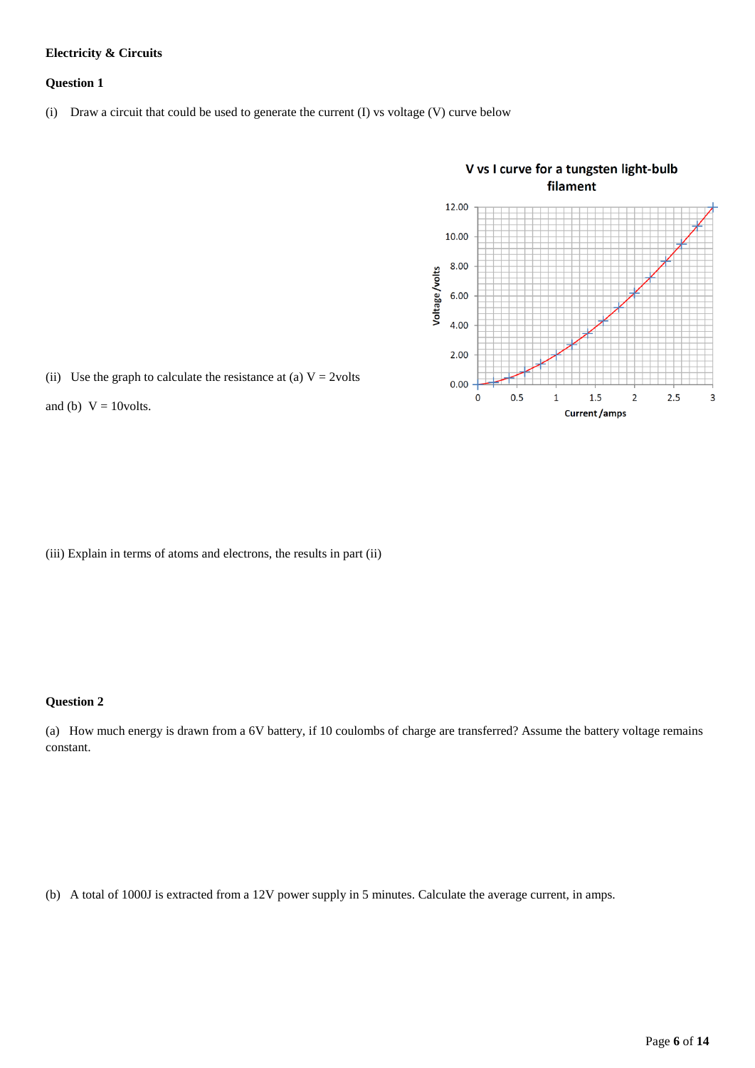**Electricity & Circuits**

**Question 1**

(i) Draw a circuit that could be used to generate the current (I) vs voltage (V) curve below

V vs I curve for a tungsten light-bulb filament

(ii) Use the graph to calculate the resistance at (a) V = 2volts and (b) V = 10volts.

(iii) Explain in terms of atoms and electrons, the results in part (ii)

**Question 2**

(a) How much energy is drawn from a 6V battery, if 10 coulombs of charge are transferred? Assume the battery voltage remains constant.

(b) A total of 1000J is extracted from a 12V power supply in 5 minutes. Calculate the average current, in amps.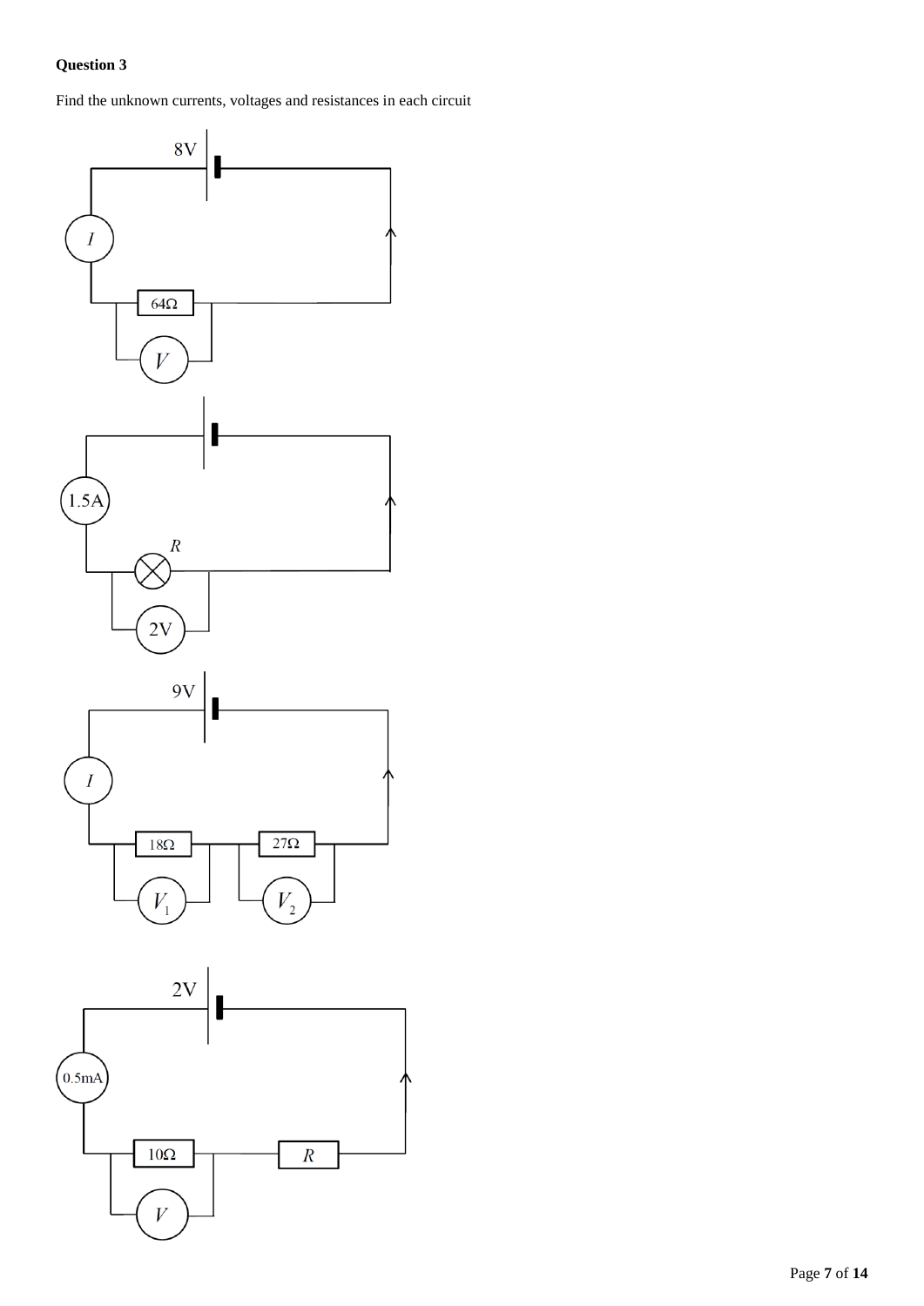**Question 3**

Find the unknown currents, voltages and resistances in each circuit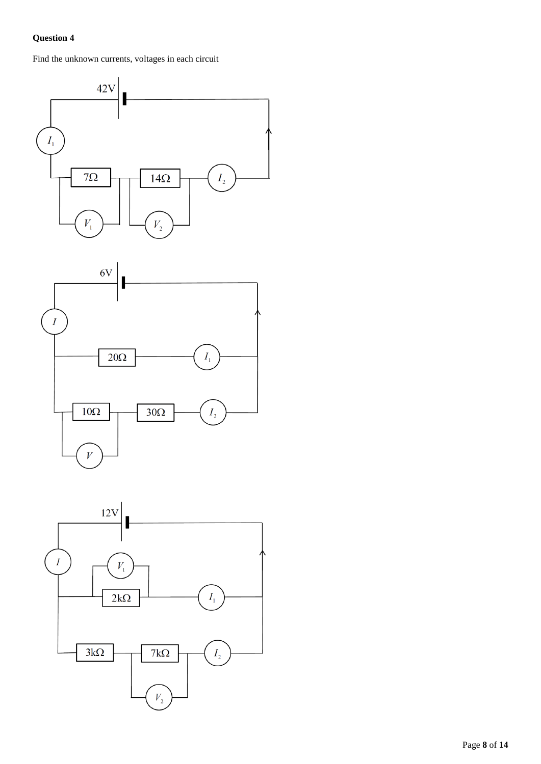**Question 4**

Find the unknown currents, voltages in each circuit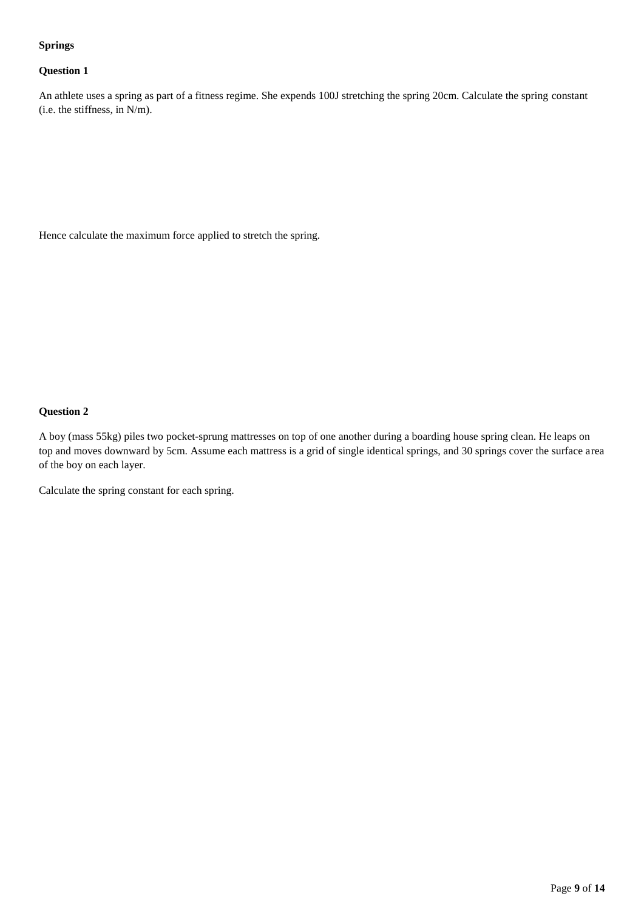**Springs**

**Question 1**

An athlete uses a spring as part of a fitness regime. She expends 100J stretching the spring 20cm. Calculate the spring constant (i.e. the stiffness, in N/m).

Hence calculate the maximum force applied to stretch the spring.

**Question 2**

A boy (mass 55kg) piles two pocket-sprung mattresses on top of one another during a boarding house spring clean. He leaps on top and moves downward by 5cm. Assume each mattress is a grid of single identical springs, and 30 springs cover the surface area of the boy on each layer.

Calculate the spring constant for each spring.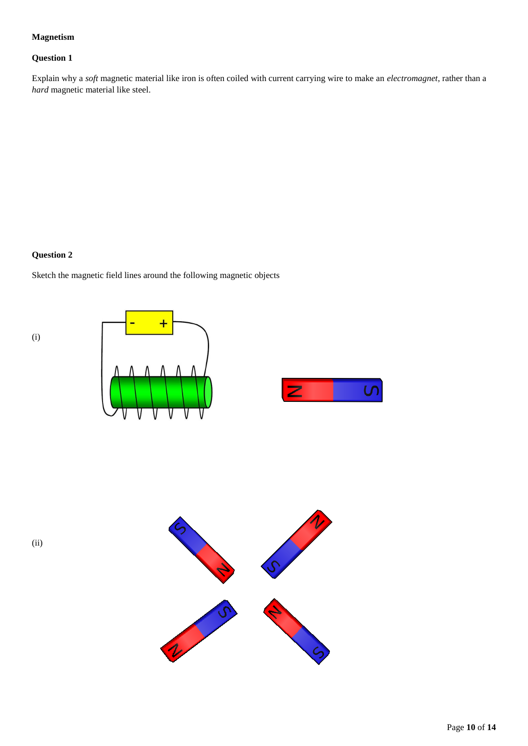**Magnetism**

**Question 1**

Explain why a *soft* magnetic material like iron is often coiled with current carrying wire to make an *electromagnet*, rather than a *hard* magnetic material like steel.

**Question 2**

Sketch the magnetic field lines around the following magnetic objects

(i)

(ii)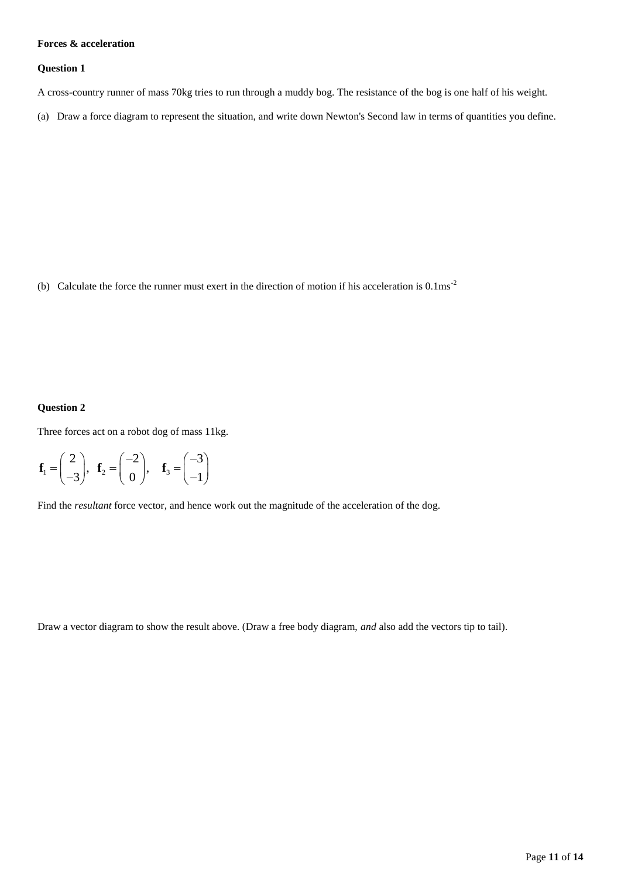**Forces & acceleration**

**Question 1**

A cross-country runner of mass 70kg tries to run through a muddy bog. The resistance of the bog is one half of his weight.

(a) Draw a force diagram to represent the situation, and write down Newton's Second law in terms of quantities you define.

(b) Calculate the force the runner must exert in the direction of motion if his acceleration is $0.1\text{ms}^{-2}$

**Question 2**

Three forces act on a robot dog of mass 11kg.

$$\mathbf{f}_1 = \begin{pmatrix} 2 \\ -3 \end{pmatrix}, \quad \mathbf{f}_2 = \begin{pmatrix} -2 \\ 0 \end{pmatrix}, \quad \mathbf{f}_3 = \begin{pmatrix} -3 \\ -1 \end{pmatrix}$$

Find the *resultant* force vector, and hence work out the magnitude of the acceleration of the dog.

Draw a vector diagram to show the result above. (Draw a free body diagram, *and* also add the vectors tip to tail).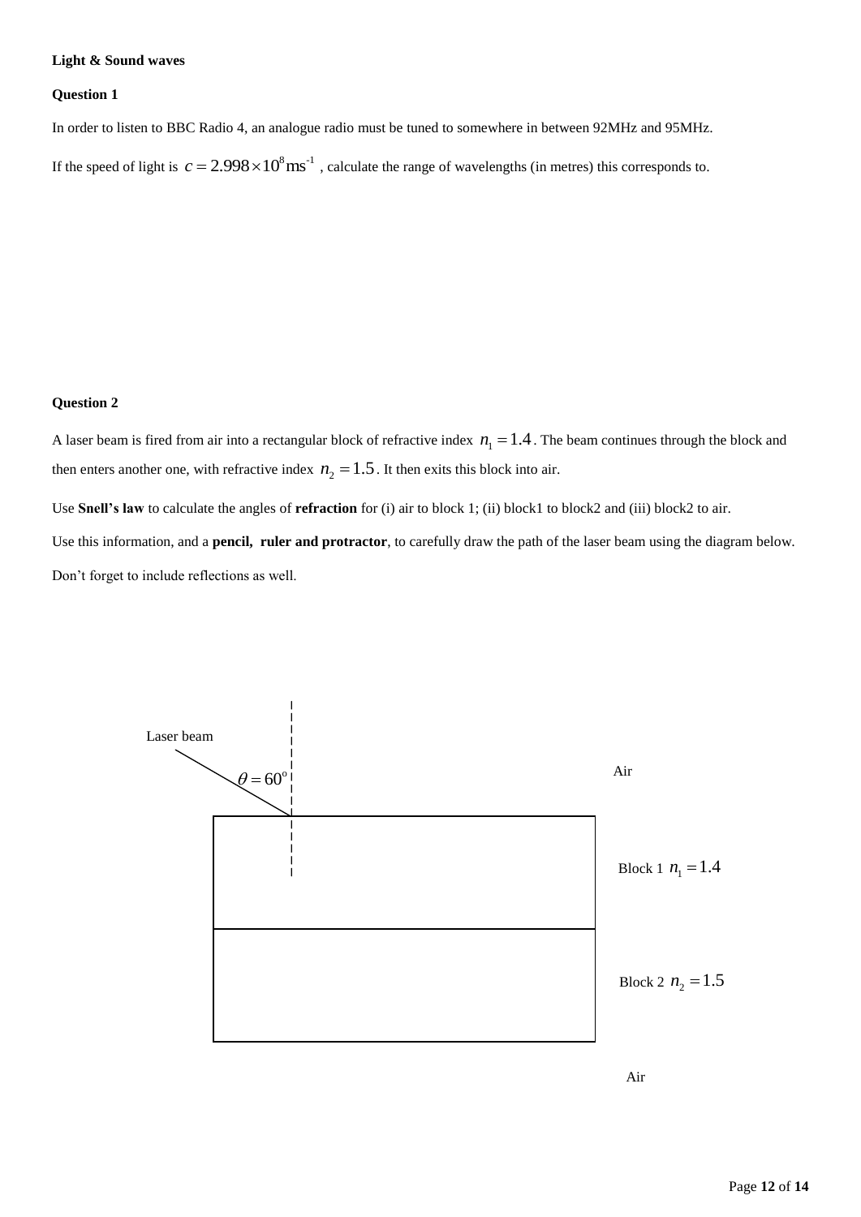**Light & Sound waves**

**Question 1**

In order to listen to BBC Radio 4, an analogue radio must be tuned to somewhere in between 92MHz and 95MHz.

If the speed of light is $c = 2.998 \times 10^{8} \text{ms}^{-1}$ , calculate the range of wavelengths (in metres) this corresponds to.

**Question 2**

A laser beam is fired from air into a rectangular block of refractive index $n_1 = 1.4$. The beam continues through the block and then enters another one, with refractive index $n_2 = 1.5$. It then exits this block into air.

Use **Snell's law** to calculate the angles of **refraction** for (i) air to block 1; (ii) block1 to block2 and (iii) block2 to air.

Use this information, and a **pencil, ruler and protractor**, to carefully draw the path of the laser beam using the diagram below.

Don't forget to include reflections as well.

Laser beam

$\theta = 60^{\text{o}}$

Air

Block 1 $n_1 = 1.4$

Block 2 $n_2 = 1.5$

Air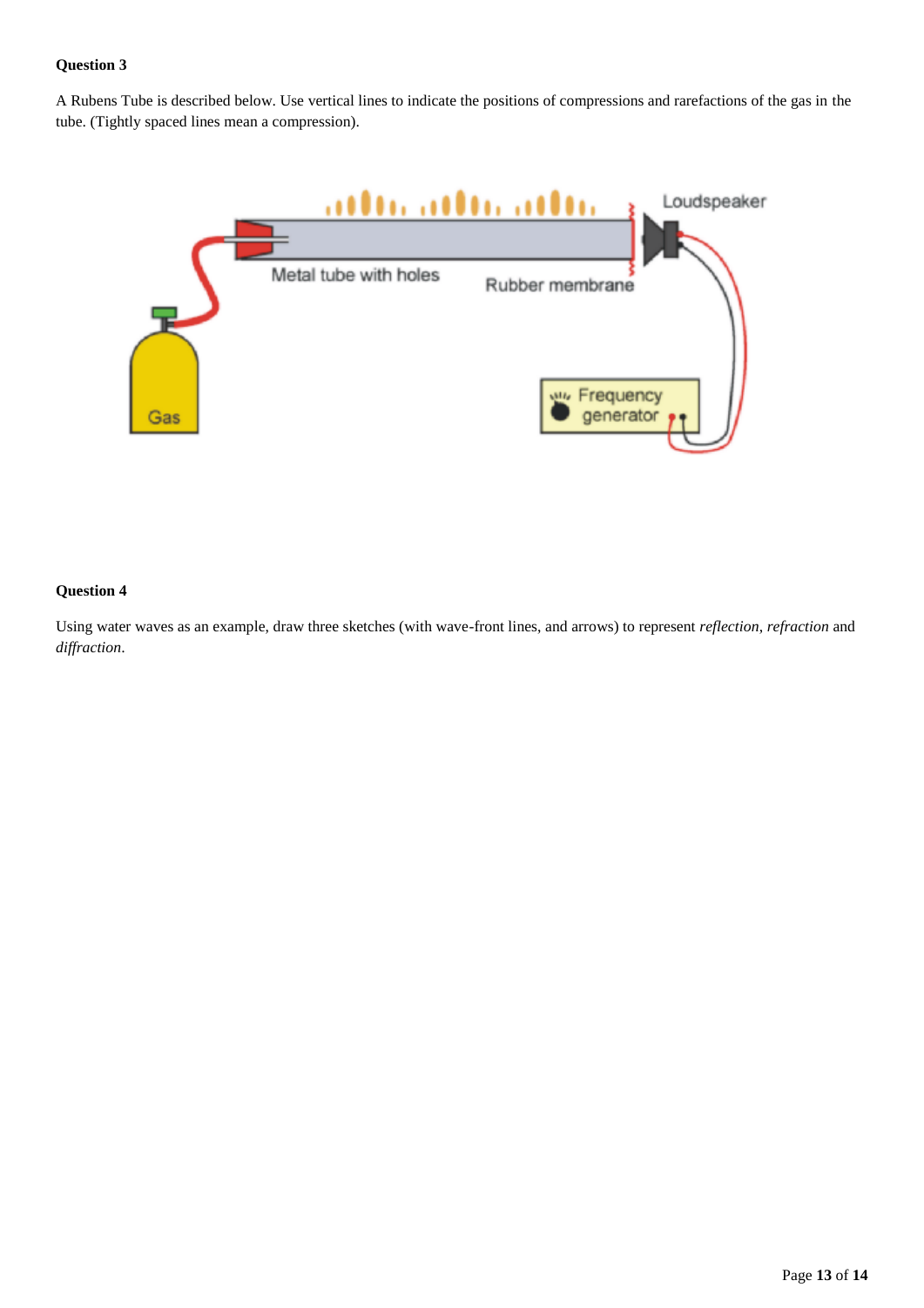**Question 3**

A Rubens Tube is described below. Use vertical lines to indicate the positions of compressions and rarefactions of the gas in the tube. (Tightly spaced lines mean a compression).

**Question 4**

Using water waves as an example, draw three sketches (with wave-front lines, and arrows) to represent *reflection*, *refraction* and *diffraction*.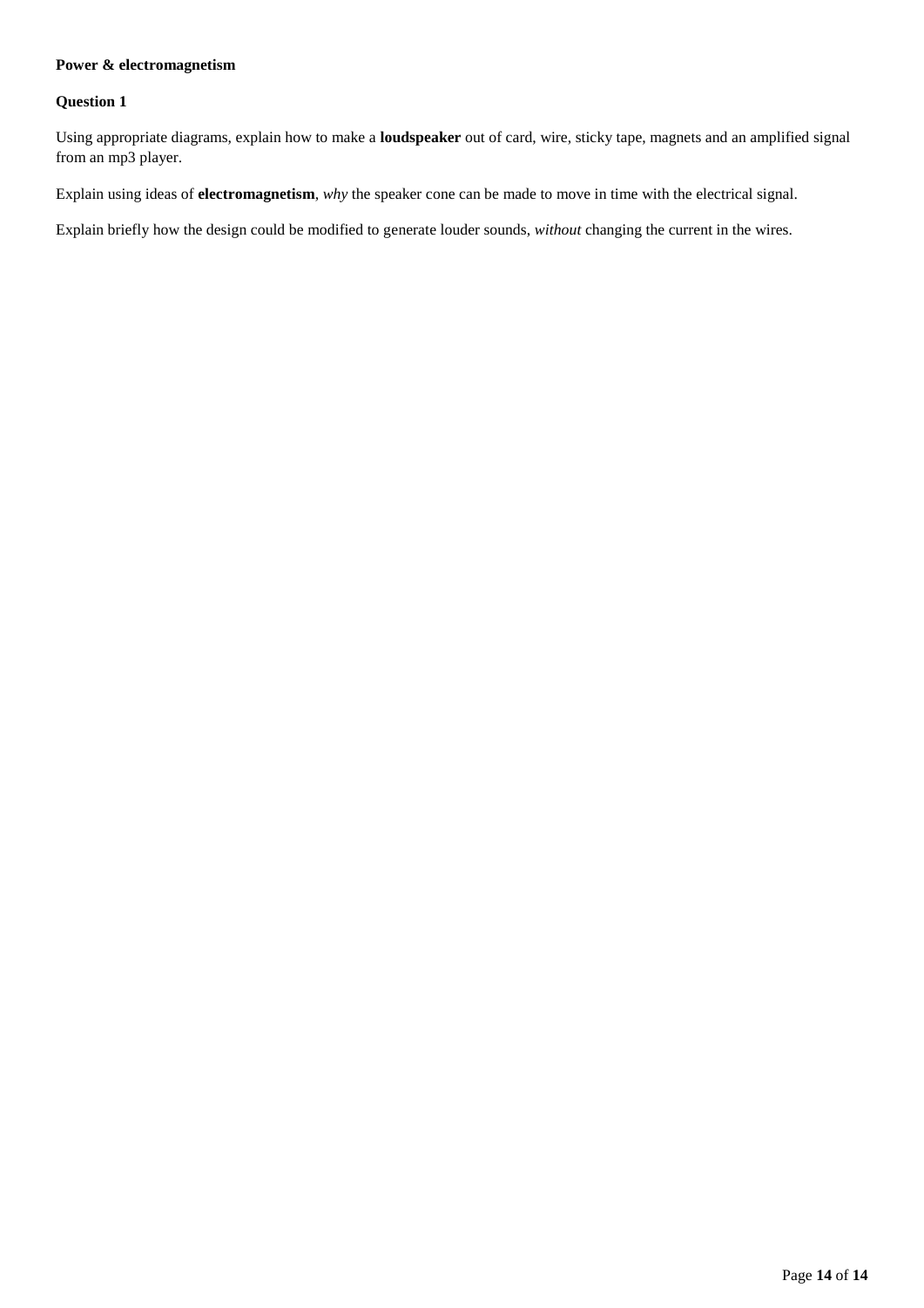**Power & electromagnetism**

**Question 1**

Using appropriate diagrams, explain how to make a **loudspeaker** out of card, wire, sticky tape, magnets and an amplified signal from an mp3 player.

Explain using ideas of **electromagnetism**, *why* the speaker cone can be made to move in time with the electrical signal.

Explain briefly how the design could be modified to generate louder sounds, *without* changing the current in the wires.